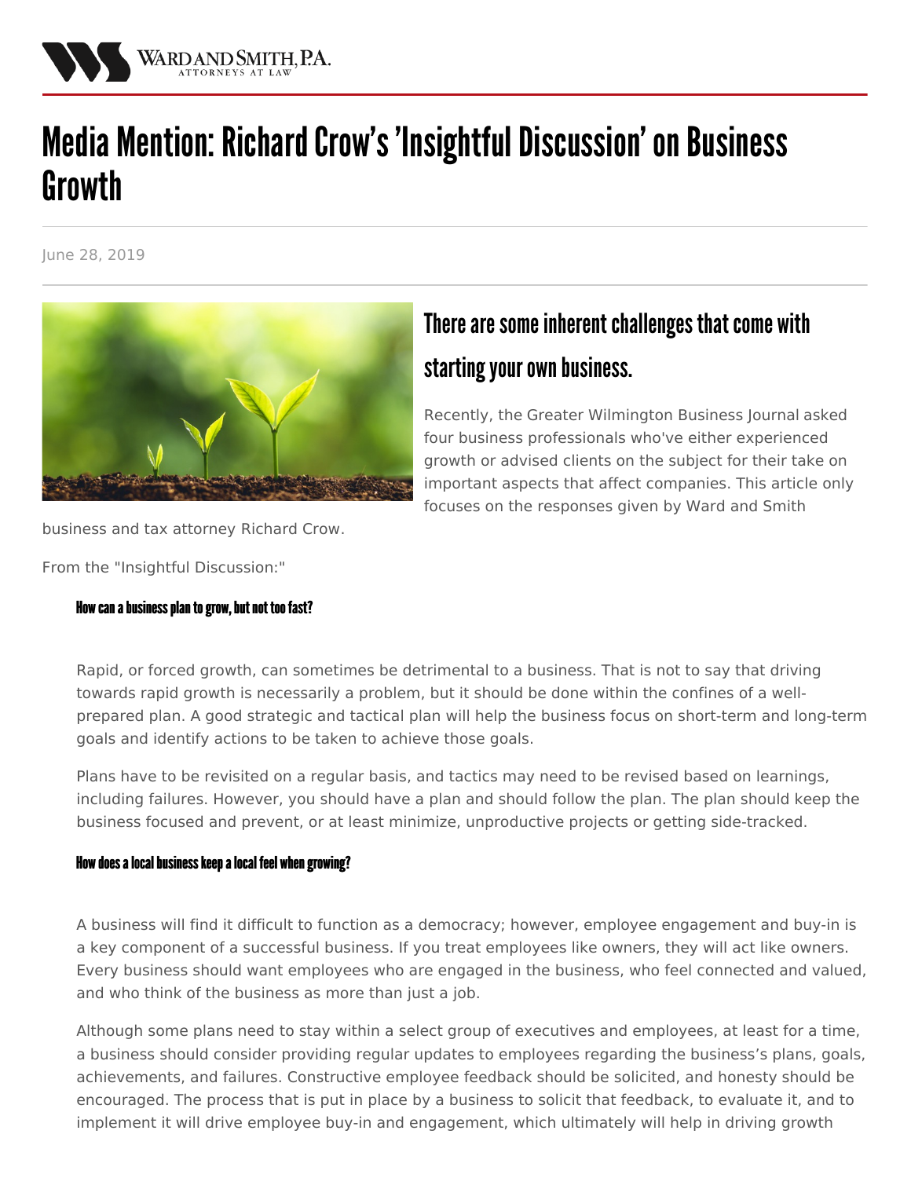# Media Mention: Richard Crow's 'Insightful Discussion' on Business Growth

June 28, 2019

## There are some inherent challenges that come with starting your own business.

Recently, the Greater Wilmington Business Journal asked four business professionals who've either experienced growth or advised clients on the subject for their take on important aspects that affect companies. This article only focuses on the responses given by Ward and Smith business and tax attorney Richard Crow.

From the "Insightful Discussion:"

### How can a business plan to grow, but not too fast?

Rapid, or forced growth, can sometimes be detrimental to a business. That is not to say that driving towards rapid growth is necessarily a problem, but it should be done within the confines of a well-prepared plan. A good strategic and tactical plan will help the business focus on short-term and long-term goals and identify actions to be taken to achieve those goals.

Plans have to be revisited on a regular basis, and tactics may need to be revised based on learnings, including failures. However, you should have a plan and should follow the plan. The plan should keep the business focused and prevent, or at least minimize, unproductive projects or getting side-tracked.

### How does a local business keep a local feel when growing?

A business will find it difficult to function as a democracy; however, employee engagement and buy-in is a key component of a successful business. If you treat employees like owners, they will act like owners. Every business should want employees who are engaged in the business, who feel connected and valued, and who think of the business as more than just a job.

Although some plans need to stay within a select group of executives and employees, at least for a time, a business should consider providing regular updates to employees regarding the business's plans, goals, achievements, and failures. Constructive employee feedback should be solicited, and honesty should be encouraged. The process that is put in place by a business to solicit that feedback, to evaluate it, and to implement it will drive employee buy-in and engagement, which ultimately will help in driving growth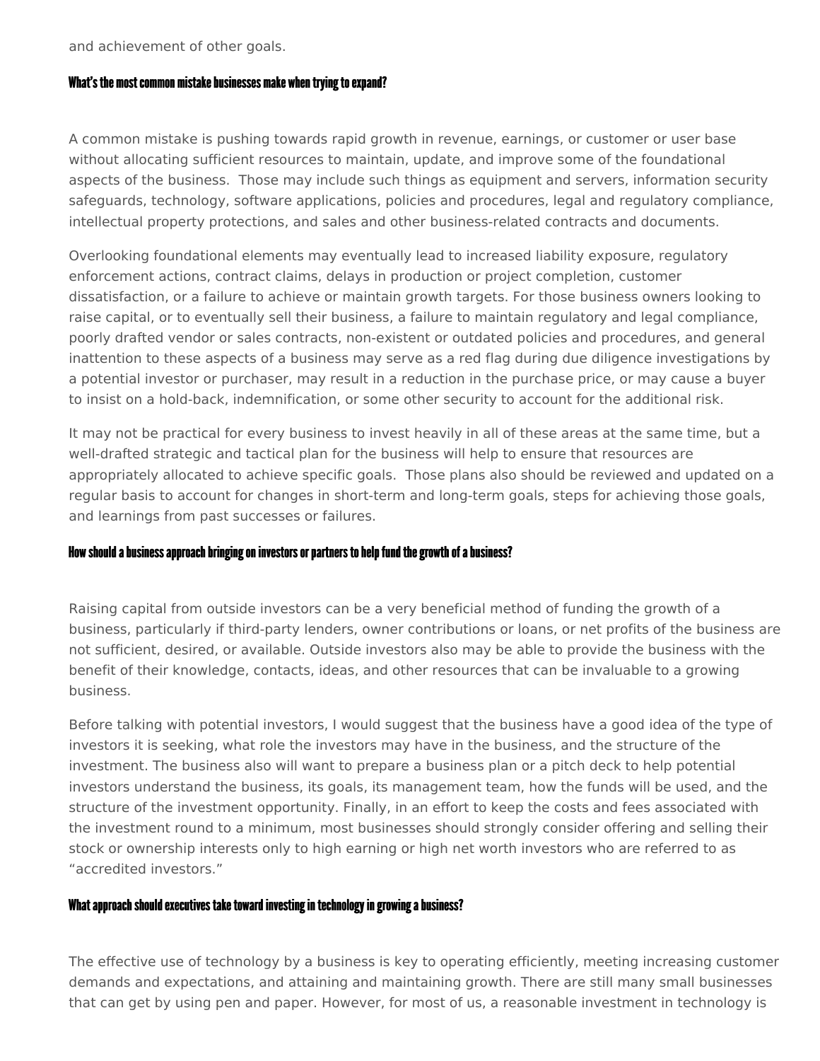and achievement of other goals.

### What's the most common mistake businesses make when trying to expand?

A common mistake is pushing towards rapid growth in revenue, earnings, or customer or user base without allocating sufficient resources to maintain, update, and improve some of the foundational aspects of the business.  Those may include such things as equipment and servers, information security safeguards, technology, software applications, policies and procedures, legal and regulatory compliance, intellectual property protections, and sales and other business-related contracts and documents.

Overlooking foundational elements may eventually lead to increased liability exposure, regulatory enforcement actions, contract claims, delays in production or project completion, customer dissatisfaction, or a failure to achieve or maintain growth targets. For those business owners looking to raise capital, or to eventually sell their business, a failure to maintain regulatory and legal compliance, poorly drafted vendor or sales contracts, non-existent or outdated policies and procedures, and general inattention to these aspects of a business may serve as a red flag during due diligence investigations by a potential investor or purchaser, may result in a reduction in the purchase price, or may cause a buyer to insist on a hold-back, indemnification, or some other security to account for the additional risk.

It may not be practical for every business to invest heavily in all of these areas at the same time, but a well-drafted strategic and tactical plan for the business will help to ensure that resources are appropriately allocated to achieve specific goals.  Those plans also should be reviewed and updated on a regular basis to account for changes in short-term and long-term goals, steps for achieving those goals, and learnings from past successes or failures.

### How should a business approach bringing on investors or partners to help fund the growth of a business?

Raising capital from outside investors can be a very beneficial method of funding the growth of a business, particularly if third-party lenders, owner contributions or loans, or net profits of the business are not sufficient, desired, or available. Outside investors also may be able to provide the business with the benefit of their knowledge, contacts, ideas, and other resources that can be invaluable to a growing business.

Before talking with potential investors, I would suggest that the business have a good idea of the type of investors it is seeking, what role the investors may have in the business, and the structure of the investment. The business also will want to prepare a business plan or a pitch deck to help potential investors understand the business, its goals, its management team, how the funds will be used, and the structure of the investment opportunity. Finally, in an effort to keep the costs and fees associated with the investment round to a minimum, most businesses should strongly consider offering and selling their stock or ownership interests only to high earning or high net worth investors who are referred to as "accredited investors."

### What approach should executives take toward investing in technology in growing a business?

The effective use of technology by a business is key to operating efficiently, meeting increasing customer demands and expectations, and attaining and maintaining growth. There are still many small businesses that can get by using pen and paper. However, for most of us, a reasonable investment in technology is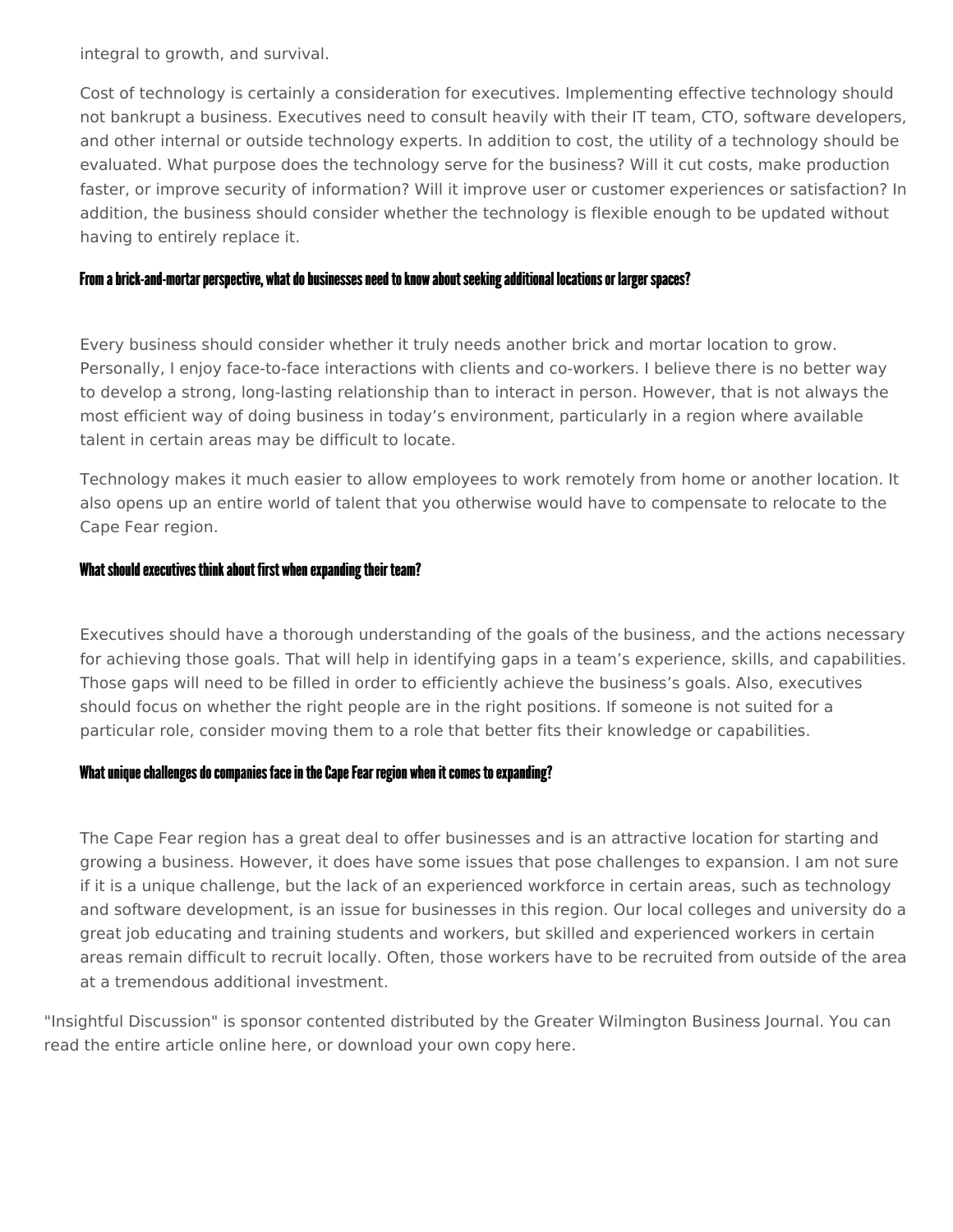integral to growth, and survival.

Cost of technology is certainly a consideration for executives. Implementing effective technology should not bankrupt a business. Executives need to consult heavily with their IT team, CTO, software developers, and other internal or outside technology experts. In addition to cost, the utility of a technology should be evaluated. What purpose does the technology serve for the business? Will it cut costs, make production faster, or improve security of information? Will it improve user or customer experiences or satisfaction? In addition, the business should consider whether the technology is flexible enough to be updated without having to entirely replace it.

#### From a brick-and-mortar perspective, what do businesses need to know about seeking additional locations or larger spaces?

Every business should consider whether it truly needs another brick and mortar location to grow. Personally, I enjoy face-to-face interactions with clients and co-workers. I believe there is no better way to develop a strong, long-lasting relationship than to interact in person. However, that is not always the most efficient way of doing business in today's environment, particularly in a region where available talent in certain areas may be difficult to locate.

Technology makes it much easier to allow employees to work remotely from home or another location. It also opens up an entire world of talent that you otherwise would have to compensate to relocate to the Cape Fear region.

#### What should executives think about first when expanding their team?

Executives should have a thorough understanding of the goals of the business, and the actions necessary for achieving those goals. That will help in identifying gaps in a team's experience, skills, and capabilities. Those gaps will need to be filled in order to efficiently achieve the business's goals. Also, executives should focus on whether the right people are in the right positions. If someone is not suited for a particular role, consider moving them to a role that better fits their knowledge or capabilities.

#### What unique challenges do companies face in the Cape Fear region when it comes to expanding?

The Cape Fear region has a great deal to offer businesses and is an attractive location for starting and growing a business. However, it does have some issues that pose challenges to expansion. I am not sure if it is a unique challenge, but the lack of an experienced workforce in certain areas, such as technology and software development, is an issue for businesses in this region. Our local colleges and university do a great job educating and training students and workers, but skilled and experienced workers in certain areas remain difficult to recruit locally. Often, those workers have to be recruited from outside of the area at a tremendous additional investment.

"Insightful Discussion" is sponsor contented distributed by the Greater Wilmington Business Journal. You can read the entire article online here, or download your own copy here.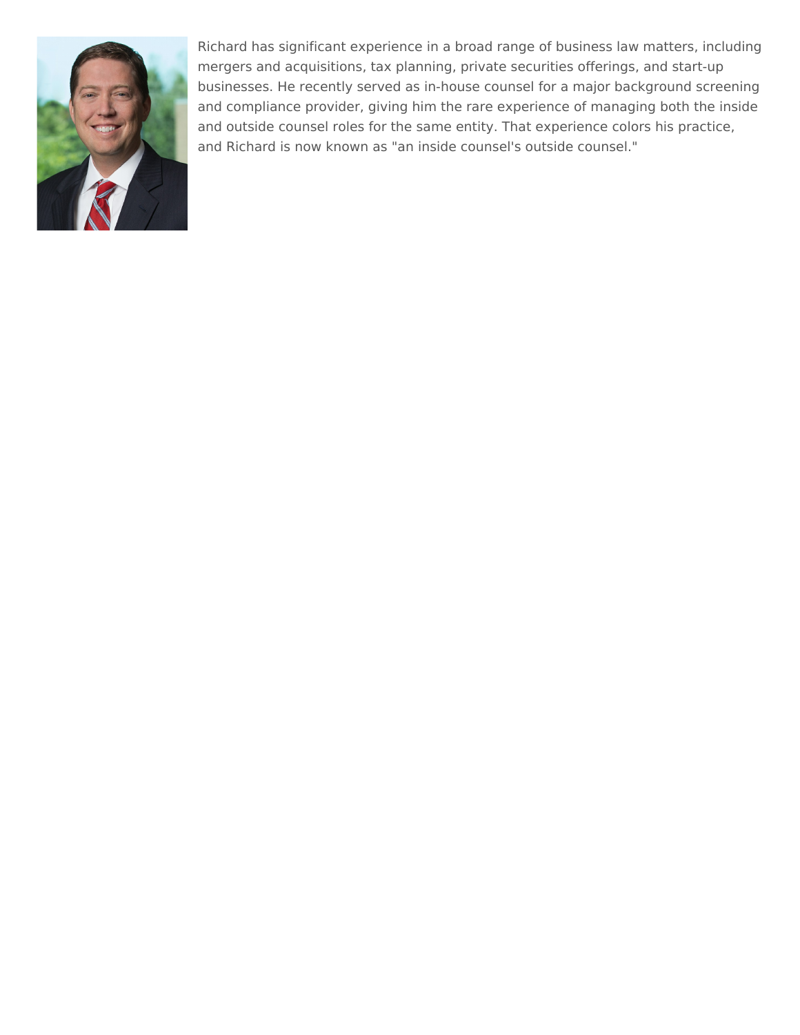Richard has significant experience in a broad range of business law matters, including mergers and acquisitions, tax planning, private securities offerings, and start-up businesses. He recently served as in-house counsel for a major background screening and compliance provider, giving him the rare experience of managing both the inside and outside counsel roles for the same entity. That experience colors his practice, and Richard is now known as "an inside counsel's outside counsel."